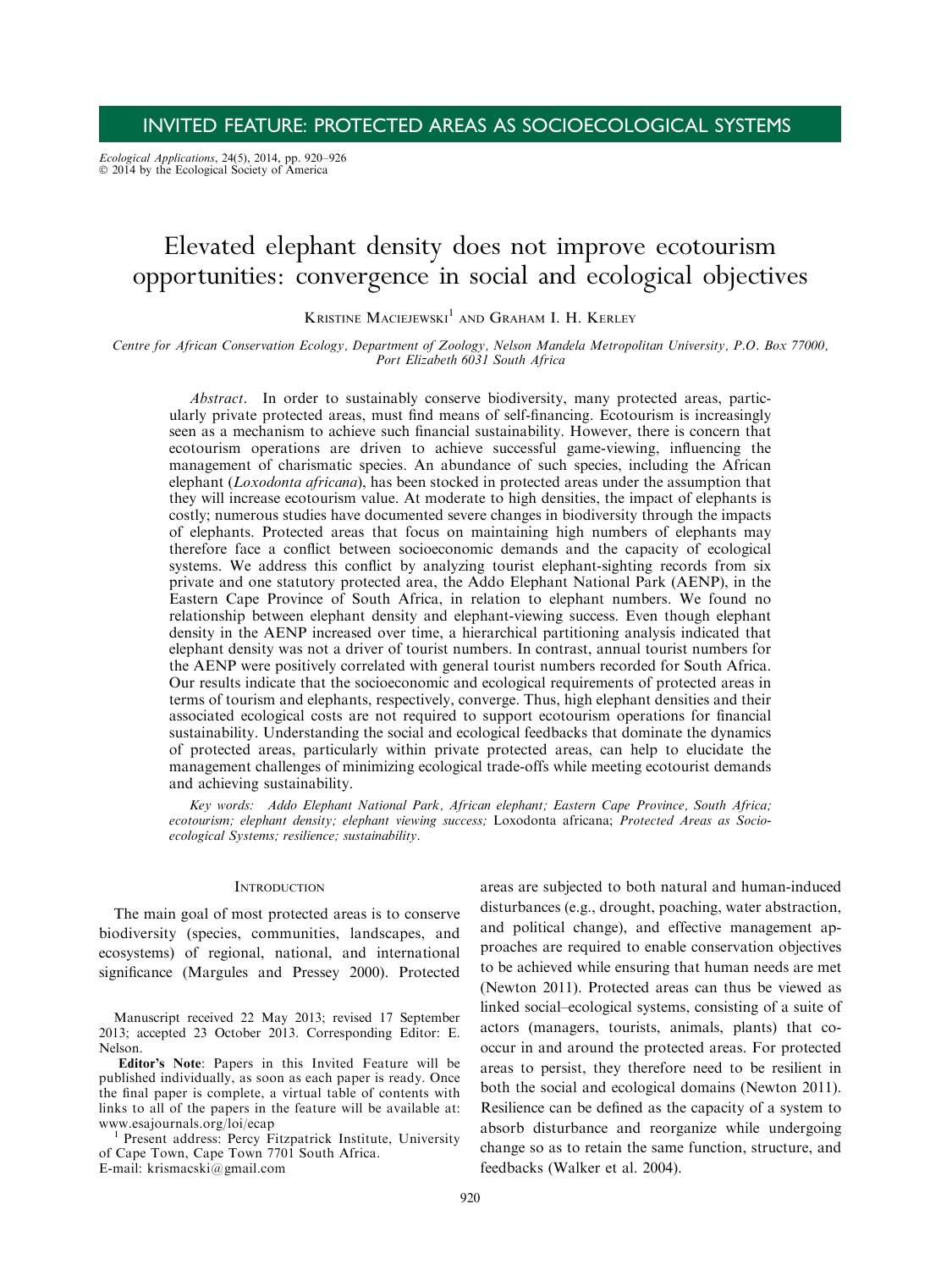INVITED FEATURE: PROTECTED AREAS AS SOCIOECOLOGICAL SYSTEMS

*Ecological Applications*, 24(5), 2014, pp. 920–926
© 2014 by the Ecological Society of America

# Elevated elephant density does not improve ecotourism opportunities: convergence in social and ecological objectives

Kristine Maciejewski[1] and Graham I. H. Kerley

*Centre for African Conservation Ecology, Department of Zoology, Nelson Mandela Metropolitan University, P.O. Box 77000, Port Elizabeth 6031 South Africa*

*Abstract*. In order to sustainably conserve biodiversity, many protected areas, particularly private protected areas, must find means of self-financing. Ecotourism is increasingly seen as a mechanism to achieve such financial sustainability. However, there is concern that ecotourism operations are driven to achieve successful game-viewing, influencing the management of charismatic species. An abundance of such species, including the African elephant (*Loxodonta africana*), has been stocked in protected areas under the assumption that they will increase ecotourism value. At moderate to high densities, the impact of elephants is costly; numerous studies have documented severe changes in biodiversity through the impacts of elephants. Protected areas that focus on maintaining high numbers of elephants may therefore face a conflict between socioeconomic demands and the capacity of ecological systems. We address this conflict by analyzing tourist elephant-sighting records from six private and one statutory protected area, the Addo Elephant National Park (AENP), in the Eastern Cape Province of South Africa, in relation to elephant numbers. We found no relationship between elephant density and elephant-viewing success. Even though elephant density in the AENP increased over time, a hierarchical partitioning analysis indicated that elephant density was not a driver of tourist numbers. In contrast, annual tourist numbers for the AENP were positively correlated with general tourist numbers recorded for South Africa. Our results indicate that the socioeconomic and ecological requirements of protected areas in terms of tourism and elephants, respectively, converge. Thus, high elephant densities and their associated ecological costs are not required to support ecotourism operations for financial sustainability. Understanding the social and ecological feedbacks that dominate the dynamics of protected areas, particularly within private protected areas, can help to elucidate the management challenges of minimizing ecological trade-offs while meeting ecotourist demands and achieving sustainability.

*Key words: Addo Elephant National Park, African elephant; Eastern Cape Province, South Africa; ecotourism; elephant density; elephant viewing success;* Loxodonta africana; *Protected Areas as Socio-ecological Systems; resilience; sustainability*.

## Introduction

The main goal of most protected areas is to conserve biodiversity (species, communities, landscapes, and ecosystems) of regional, national, and international significance (Margules and Pressey 2000). Protected areas are subjected to both natural and human-induced disturbances (e.g., drought, poaching, water abstraction, and political change), and effective management approaches are required to enable conservation objectives to be achieved while ensuring that human needs are met (Newton 2011). Protected areas can thus be viewed as linked social–ecological systems, consisting of a suite of actors (managers, tourists, animals, plants) that co-occur in and around the protected areas. For protected areas to persist, they therefore need to be resilient in both the social and ecological domains (Newton 2011). Resilience can be defined as the capacity of a system to absorb disturbance and reorganize while undergoing change so as to retain the same function, structure, and feedbacks (Walker et al. 2004).

Manuscript received 22 May 2013; revised 17 September 2013; accepted 23 October 2013. Corresponding Editor: E. Nelson.

**Editor's Note**: Papers in this Invited Feature will be published individually, as soon as each paper is ready. Once the final paper is complete, a virtual table of contents with links to all of the papers in the feature will be available at: www.esajournals.org/loi/ecap

[1] Present address: Percy Fitzpatrick Institute, University of Cape Town, Cape Town 7701 South Africa.
E-mail: krismacski@gmail.com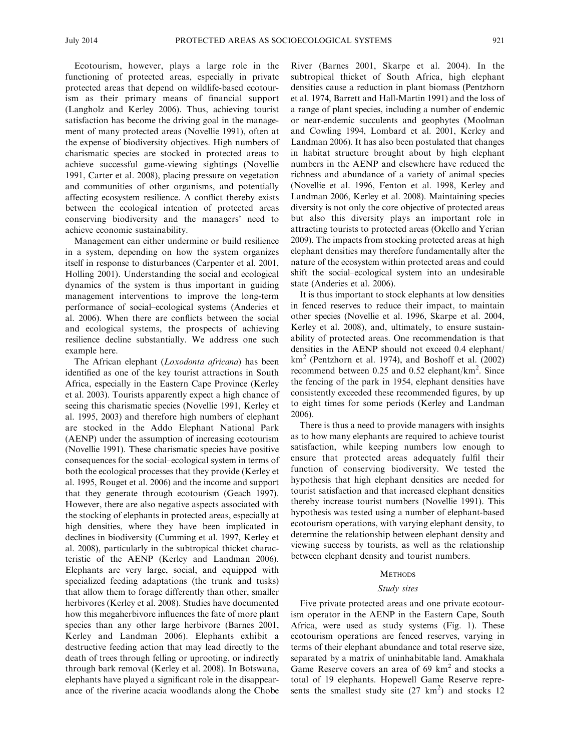Ecotourism, however, plays a large role in the functioning of protected areas, especially in private protected areas that depend on wildlife-based ecotourism as their primary means of financial support (Langholz and Kerley 2006). Thus, achieving tourist satisfaction has become the driving goal in the management of many protected areas (Novellie 1991), often at the expense of biodiversity objectives. High numbers of charismatic species are stocked in protected areas to achieve successful game-viewing sightings (Novellie 1991, Carter et al. 2008), placing pressure on vegetation and communities of other organisms, and potentially affecting ecosystem resilience. A conflict thereby exists between the ecological intention of protected areas conserving biodiversity and the managers' need to achieve economic sustainability.

Management can either undermine or build resilience in a system, depending on how the system organizes itself in response to disturbances (Carpenter et al. 2001, Holling 2001). Understanding the social and ecological dynamics of the system is thus important in guiding management interventions to improve the long-term performance of social–ecological systems (Anderies et al. 2006). When there are conflicts between the social and ecological systems, the prospects of achieving resilience decline substantially. We address one such example here.

The African elephant (*Loxodonta africana*) has been identified as one of the key tourist attractions in South Africa, especially in the Eastern Cape Province (Kerley et al. 2003). Tourists apparently expect a high chance of seeing this charismatic species (Novellie 1991, Kerley et al. 1995, 2003) and therefore high numbers of elephant are stocked in the Addo Elephant National Park (AENP) under the assumption of increasing ecotourism (Novellie 1991). These charismatic species have positive consequences for the social–ecological system in terms of both the ecological processes that they provide (Kerley et al. 1995, Rouget et al. 2006) and the income and support that they generate through ecotourism (Geach 1997). However, there are also negative aspects associated with the stocking of elephants in protected areas, especially at high densities, where they have been implicated in declines in biodiversity (Cumming et al. 1997, Kerley et al. 2008), particularly in the subtropical thicket characteristic of the AENP (Kerley and Landman 2006). Elephants are very large, social, and equipped with specialized feeding adaptations (the trunk and tusks) that allow them to forage differently than other, smaller herbivores (Kerley et al. 2008). Studies have documented how this megaherbivore influences the fate of more plant species than any other large herbivore (Barnes 2001, Kerley and Landman 2006). Elephants exhibit a destructive feeding action that may lead directly to the death of trees through felling or uprooting, or indirectly through bark removal (Kerley et al. 2008). In Botswana, elephants have played a significant role in the disappearance of the riverine acacia woodlands along the Chobe River (Barnes 2001, Skarpe et al. 2004). In the subtropical thicket of South Africa, high elephant densities cause a reduction in plant biomass (Pentzhorn et al. 1974, Barrett and Hall-Martin 1991) and the loss of a range of plant species, including a number of endemic or near-endemic succulents and geophytes (Moolman and Cowling 1994, Lombard et al. 2001, Kerley and Landman 2006). It has also been postulated that changes in habitat structure brought about by high elephant numbers in the AENP and elsewhere have reduced the richness and abundance of a variety of animal species (Novellie et al. 1996, Fenton et al. 1998, Kerley and Landman 2006, Kerley et al. 2008). Maintaining species diversity is not only the core objective of protected areas but also this diversity plays an important role in attracting tourists to protected areas (Okello and Yerian 2009). The impacts from stocking protected areas at high elephant densities may therefore fundamentally alter the nature of the ecosystem within protected areas and could shift the social–ecological system into an undesirable state (Anderies et al. 2006).

It is thus important to stock elephants at low densities in fenced reserves to reduce their impact, to maintain other species (Novellie et al. 1996, Skarpe et al. 2004, Kerley et al. 2008), and, ultimately, to ensure sustainability of protected areas. One recommendation is that densities in the AENP should not exceed 0.4 elephant/km$^2$ (Pentzhorn et al. 1974), and Boshoff et al. (2002) recommend between 0.25 and 0.52 elephant/km$^2$. Since the fencing of the park in 1954, elephant densities have consistently exceeded these recommended figures, by up to eight times for some periods (Kerley and Landman 2006).

There is thus a need to provide managers with insights as to how many elephants are required to achieve tourist satisfaction, while keeping numbers low enough to ensure that protected areas adequately fulfil their function of conserving biodiversity. We tested the hypothesis that high elephant densities are needed for tourist satisfaction and that increased elephant densities thereby increase tourist numbers (Novellie 1991). This hypothesis was tested using a number of elephant-based ecotourism operations, with varying elephant density, to determine the relationship between elephant density and viewing success by tourists, as well as the relationship between elephant density and tourist numbers.

## Methods

### *Study sites*

Five private protected areas and one private ecotourism operator in the AENP in the Eastern Cape, South Africa, were used as study systems (Fig. 1). These ecotourism operations are fenced reserves, varying in terms of their elephant abundance and total reserve size, separated by a matrix of uninhabitable land. Amakhala Game Reserve covers an area of 69 km$^2$ and stocks a total of 19 elephants. Hopewell Game Reserve represents the smallest study site (27 km$^2$) and stocks 12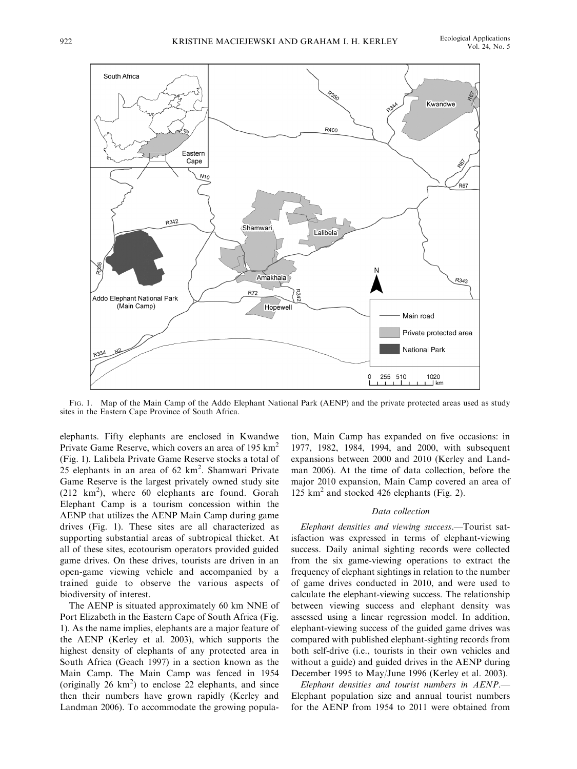FIG. 1. Map of the Main Camp of the Addo Elephant National Park (AENP) and the private protected areas used as study sites in the Eastern Cape Province of South Africa.

elephants. Fifty elephants are enclosed in Kwandwe Private Game Reserve, which covers an area of 195 $km^2$ (Fig. 1). Lalibela Private Game Reserve stocks a total of 25 elephants in an area of 62 $km^2$. Shamwari Private Game Reserve is the largest privately owned study site (212 $km^2$), where 60 elephants are found. Gorah Elephant Camp is a tourism concession within the AENP that utilizes the AENP Main Camp during game drives (Fig. 1). These sites are all characterized as supporting substantial areas of subtropical thicket. At all of these sites, ecotourism operators provided guided game drives. On these drives, tourists are driven in an open-game viewing vehicle and accompanied by a trained guide to observe the various aspects of biodiversity of interest.

The AENP is situated approximately 60 km NNE of Port Elizabeth in the Eastern Cape of South Africa (Fig. 1). As the name implies, elephants are a major feature of the AENP (Kerley et al. 2003), which supports the highest density of elephants of any protected area in South Africa (Geach 1997) in a section known as the Main Camp. The Main Camp was fenced in 1954 (originally 26 $km^2$) to enclose 22 elephants, and since then their numbers have grown rapidly (Kerley and Landman 2006). To accommodate the growing population, Main Camp has expanded on five occasions: in 1977, 1982, 1984, 1994, and 2000, with subsequent expansions between 2000 and 2010 (Kerley and Landman 2006). At the time of data collection, before the major 2010 expansion, Main Camp covered an area of 125 $km^2$ and stocked 426 elephants (Fig. 2).

### Data collection

*Elephant densities and viewing success.*—Tourist satisfaction was expressed in terms of elephant-viewing success. Daily animal sighting records were collected from the six game-viewing operations to extract the frequency of elephant sightings in relation to the number of game drives conducted in 2010, and were used to calculate the elephant-viewing success. The relationship between viewing success and elephant density was assessed using a linear regression model. In addition, elephant-viewing success of the guided game drives was compared with published elephant-sighting records from both self-drive (i.e., tourists in their own vehicles and without a guide) and guided drives in the AENP during December 1995 to May/June 1996 (Kerley et al. 2003).

*Elephant densities and tourist numbers in AENP.*—Elephant population size and annual tourist numbers for the AENP from 1954 to 2011 were obtained from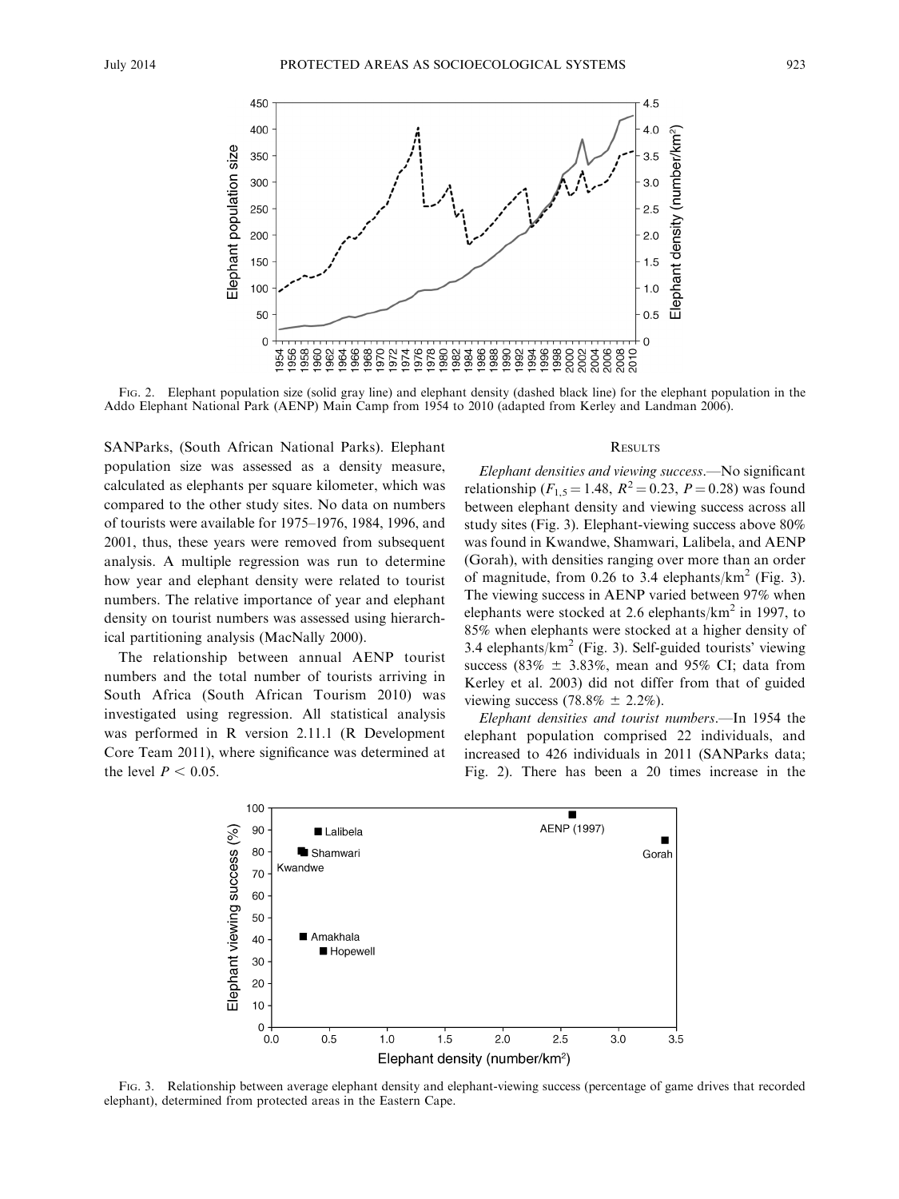Fig. 2. Elephant population size (solid gray line) and elephant density (dashed black line) for the elephant population in the Addo Elephant National Park (AENP) Main Camp from 1954 to 2010 (adapted from Kerley and Landman 2006).

SANParks, (South African National Parks). Elephant population size was assessed as a density measure, calculated as elephants per square kilometer, which was compared to the other study sites. No data on numbers of tourists were available for 1975–1976, 1984, 1996, and 2001, thus, these years were removed from subsequent analysis. A multiple regression was run to determine how year and elephant density were related to tourist numbers. The relative importance of year and elephant density on tourist numbers was assessed using hierarchical partitioning analysis (MacNally 2000).

The relationship between annual AENP tourist numbers and the total number of tourists arriving in South Africa (South African Tourism 2010) was investigated using regression. All statistical analysis was performed in R version 2.11.1 (R Development Core Team 2011), where significance was determined at the level $P < 0.05$.

## Results

*Elephant densities and viewing success*.—No significant relationship ($F_{1,5} = 1.48$, $R^2 = 0.23$, $P = 0.28$) was found between elephant density and viewing success across all study sites (Fig. 3). Elephant-viewing success above 80% was found in Kwandwe, Shamwari, Lalibela, and AENP (Gorah), with densities ranging over more than an order of magnitude, from 0.26 to 3.4 elephants/km$^2$ (Fig. 3). The viewing success in AENP varied between 97% when elephants were stocked at 2.6 elephants/km$^2$ in 1997, to 85% when elephants were stocked at a higher density of 3.4 elephants/km$^2$ (Fig. 3). Self-guided tourists' viewing success (83% $\pm$ 3.83%, mean and 95% CI; data from Kerley et al. 2003) did not differ from that of guided viewing success (78.8% $\pm$ 2.2%).

*Elephant densities and tourist numbers*.—In 1954 the elephant population comprised 22 individuals, and increased to 426 individuals in 2011 (SANParks data; Fig. 2). There has been a 20 times increase in the

Fig. 3. Relationship between average elephant density and elephant-viewing success (percentage of game drives that recorded elephant), determined from protected areas in the Eastern Cape.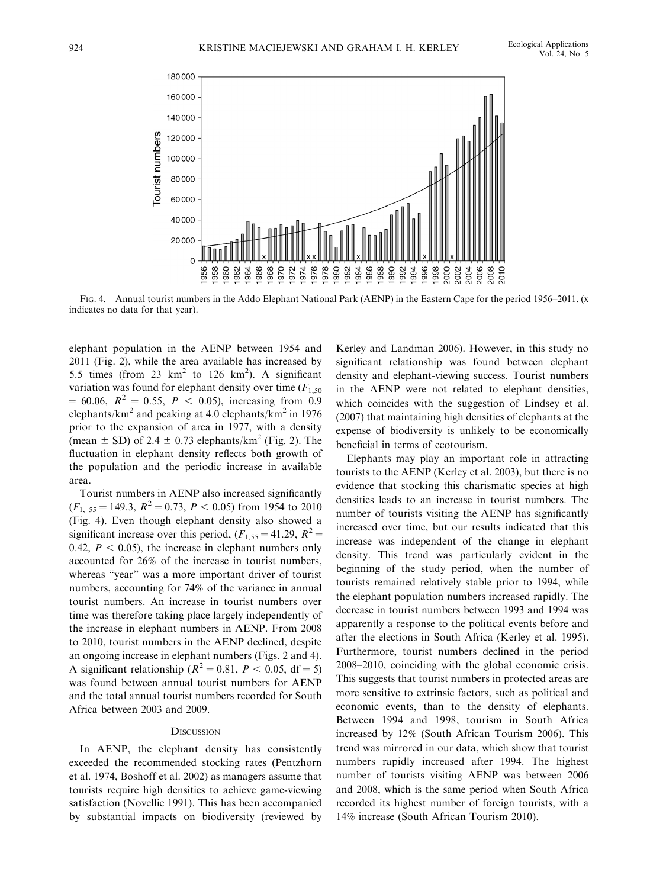FIG. 4. Annual tourist numbers in the Addo Elephant National Park (AENP) in the Eastern Cape for the period 1956–2011. (x indicates no data for that year).

elephant population in the AENP between 1954 and 2011 (Fig. 2), while the area available has increased by 5.5 times (from 23 $km^2$ to 126 $km^2$). A significant variation was found for elephant density over time ($F_{1,50} = 60.06$, $R^2 = 0.55$, $P < 0.05$), increasing from 0.9 elephants/$km^2$ and peaking at 4.0 elephants/$km^2$ in 1976 prior to the expansion of area in 1977, with a density (mean $\pm$ SD) of 2.4 $\pm$ 0.73 elephants/$km^2$ (Fig. 2). The fluctuation in elephant density reflects both growth of the population and the periodic increase in available area.

Tourist numbers in AENP also increased significantly ($F_{1,55} = 149.3$, $R^2 = 0.73$, $P < 0.05$) from 1954 to 2010 (Fig. 4). Even though elephant density also showed a significant increase over this period, ($F_{1,55} = 41.29$, $R^2 = 0.42$, $P < 0.05$), the increase in elephant numbers only accounted for 26% of the increase in tourist numbers, whereas "year" was a more important driver of tourist numbers, accounting for 74% of the variance in annual tourist numbers. An increase in tourist numbers over time was therefore taking place largely independently of the increase in elephant numbers in AENP. From 2008 to 2010, tourist numbers in the AENP declined, despite an ongoing increase in elephant numbers (Figs. 2 and 4). A significant relationship ($R^2 = 0.81$, $P < 0.05$, df = 5) was found between annual tourist numbers for AENP and the total annual tourist numbers recorded for South Africa between 2003 and 2009.

## DISCUSSION

In AENP, the elephant density has consistently exceeded the recommended stocking rates (Pentzhorn et al. 1974, Boshoff et al. 2002) as managers assume that tourists require high densities to achieve game-viewing satisfaction (Novellie 1991). This has been accompanied by substantial impacts on biodiversity (reviewed by Kerley and Landman 2006). However, in this study no significant relationship was found between elephant density and elephant-viewing success. Tourist numbers in the AENP were not related to elephant densities, which coincides with the suggestion of Lindsey et al. (2007) that maintaining high densities of elephants at the expense of biodiversity is unlikely to be economically beneficial in terms of ecotourism.

Elephants may play an important role in attracting tourists to the AENP (Kerley et al. 2003), but there is no evidence that stocking this charismatic species at high densities leads to an increase in tourist numbers. The number of tourists visiting the AENP has significantly increased over time, but our results indicated that this increase was independent of the change in elephant density. This trend was particularly evident in the beginning of the study period, when the number of tourists remained relatively stable prior to 1994, while the elephant population numbers increased rapidly. The decrease in tourist numbers between 1993 and 1994 was apparently a response to the political events before and after the elections in South Africa (Kerley et al. 1995). Furthermore, tourist numbers declined in the period 2008–2010, coinciding with the global economic crisis. This suggests that tourist numbers in protected areas are more sensitive to extrinsic factors, such as political and economic events, than to the density of elephants. Between 1994 and 1998, tourism in South Africa increased by 12% (South African Tourism 2006). This trend was mirrored in our data, which show that tourist numbers rapidly increased after 1994. The highest number of tourists visiting AENP was between 2006 and 2008, which is the same period when South Africa recorded its highest number of foreign tourists, with a 14% increase (South African Tourism 2010).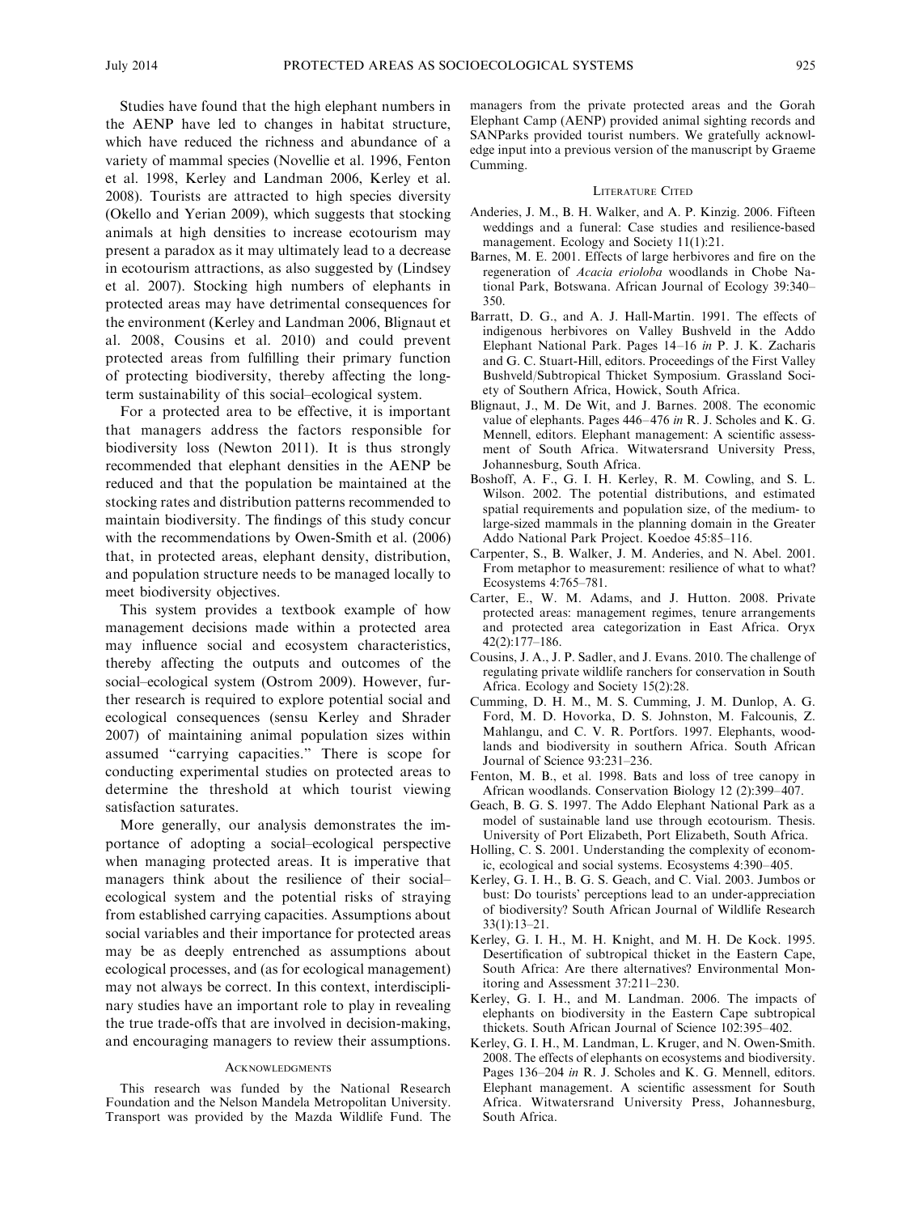Studies have found that the high elephant numbers in the AENP have led to changes in habitat structure, which have reduced the richness and abundance of a variety of mammal species (Novellie et al. 1996, Fenton et al. 1998, Kerley and Landman 2006, Kerley et al. 2008). Tourists are attracted to high species diversity (Okello and Yerian 2009), which suggests that stocking animals at high densities to increase ecotourism may present a paradox as it may ultimately lead to a decrease in ecotourism attractions, as also suggested by (Lindsey et al. 2007). Stocking high numbers of elephants in protected areas may have detrimental consequences for the environment (Kerley and Landman 2006, Blignaut et al. 2008, Cousins et al. 2010) and could prevent protected areas from fulfilling their primary function of protecting biodiversity, thereby affecting the long-term sustainability of this social–ecological system.

For a protected area to be effective, it is important that managers address the factors responsible for biodiversity loss (Newton 2011). It is thus strongly recommended that elephant densities in the AENP be reduced and that the population be maintained at the stocking rates and distribution patterns recommended to maintain biodiversity. The findings of this study concur with the recommendations by Owen-Smith et al. (2006) that, in protected areas, elephant density, distribution, and population structure needs to be managed locally to meet biodiversity objectives.

This system provides a textbook example of how management decisions made within a protected area may influence social and ecosystem characteristics, thereby affecting the outputs and outcomes of the social–ecological system (Ostrom 2009). However, further research is required to explore potential social and ecological consequences (sensu Kerley and Shrader 2007) of maintaining animal population sizes within assumed "carrying capacities." There is scope for conducting experimental studies on protected areas to determine the threshold at which tourist viewing satisfaction saturates.

More generally, our analysis demonstrates the importance of adopting a social–ecological perspective when managing protected areas. It is imperative that managers think about the resilience of their social–ecological system and the potential risks of straying from established carrying capacities. Assumptions about social variables and their importance for protected areas may be as deeply entrenched as assumptions about ecological processes, and (as for ecological management) may not always be correct. In this context, interdisciplinary studies have an important role to play in revealing the true trade-offs that are involved in decision-making, and encouraging managers to review their assumptions.

## Acknowledgments

This research was funded by the National Research Foundation and the Nelson Mandela Metropolitan University. Transport was provided by the Mazda Wildlife Fund. The managers from the private protected areas and the Gorah Elephant Camp (AENP) provided animal sighting records and SANParks provided tourist numbers. We gratefully acknowledge input into a previous version of the manuscript by Graeme Cumming.

## Literature Cited

Anderies, J. M., B. H. Walker, and A. P. Kinzig. 2006. Fifteen weddings and a funeral: Case studies and resilience-based management. Ecology and Society 11(1):21.

Barnes, M. E. 2001. Effects of large herbivores and fire on the regeneration of *Acacia erioloba* woodlands in Chobe National Park, Botswana. African Journal of Ecology 39:340–350.

Barratt, D. G., and A. J. Hall-Martin. 1991. The effects of indigenous herbivores on Valley Bushveld in the Addo Elephant National Park. Pages 14–16 *in* P. J. K. Zacharis and G. C. Stuart-Hill, editors. Proceedings of the First Valley Bushveld/Subtropical Thicket Symposium. Grassland Society of Southern Africa, Howick, South Africa.

Blignaut, J., M. De Wit, and J. Barnes. 2008. The economic value of elephants. Pages 446–476 *in* R. J. Scholes and K. G. Mennell, editors. Elephant management: A scientific assessment of South Africa. Witwatersrand University Press, Johannesburg, South Africa.

Boshoff, A. F., G. I. H. Kerley, R. M. Cowling, and S. L. Wilson. 2002. The potential distributions, and estimated spatial requirements and population size, of the medium- to large-sized mammals in the planning domain in the Greater Addo National Park Project. Koedoe 45:85–116.

Carpenter, S., B. Walker, J. M. Anderies, and N. Abel. 2001. From metaphor to measurement: resilience of what to what? Ecosystems 4:765–781.

Carter, E., W. M. Adams, and J. Hutton. 2008. Private protected areas: management regimes, tenure arrangements and protected area categorization in East Africa. Oryx 42(2):177–186.

Cousins, J. A., J. P. Sadler, and J. Evans. 2010. The challenge of regulating private wildlife ranchers for conservation in South Africa. Ecology and Society 15(2):28.

Cumming, D. H. M., M. S. Cumming, J. M. Dunlop, A. G. Ford, M. D. Hovorka, D. S. Johnston, M. Falcounis, Z. Mahlangu, and C. V. R. Portfors. 1997. Elephants, woodlands and biodiversity in southern Africa. South African Journal of Science 93:231–236.

Fenton, M. B., et al. 1998. Bats and loss of tree canopy in African woodlands. Conservation Biology 12 (2):399–407.

Geach, B. G. S. 1997. The Addo Elephant National Park as a model of sustainable land use through ecotourism. Thesis. University of Port Elizabeth, Port Elizabeth, South Africa.

Holling, C. S. 2001. Understanding the complexity of economic, ecological and social systems. Ecosystems 4:390–405.

Kerley, G. I. H., B. G. S. Geach, and C. Vial. 2003. Jumbos or bust: Do tourists' perceptions lead to an under-appreciation of biodiversity? South African Journal of Wildlife Research 33(1):13–21.

Kerley, G. I. H., M. H. Knight, and M. H. De Kock. 1995. Desertification of subtropical thicket in the Eastern Cape, South Africa: Are there alternatives? Environmental Monitoring and Assessment 37:211–230.

Kerley, G. I. H., and M. Landman. 2006. The impacts of elephants on biodiversity in the Eastern Cape subtropical thickets. South African Journal of Science 102:395–402.

Kerley, G. I. H., M. Landman, L. Kruger, and N. Owen-Smith. 2008. The effects of elephants on ecosystems and biodiversity. Pages 136–204 *in* R. J. Scholes and K. G. Mennell, editors. Elephant management. A scientific assessment for South Africa. Witwatersrand University Press, Johannesburg, South Africa.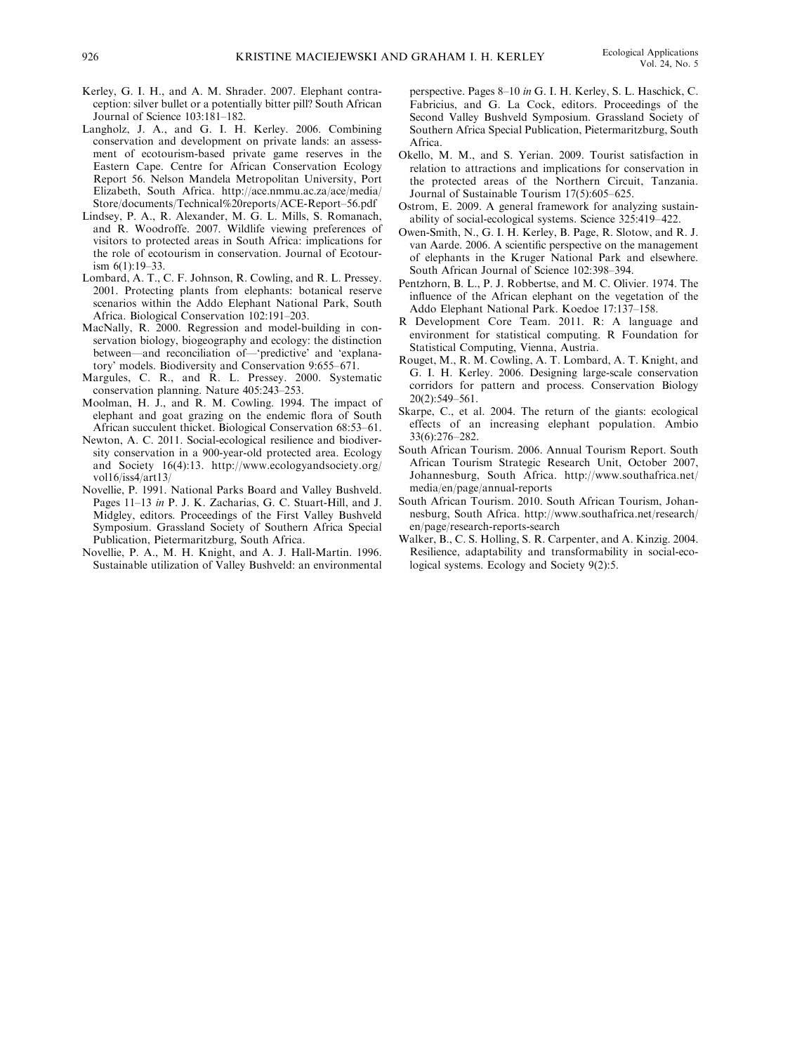Kerley, G. I. H., and A. M. Shrader. 2007. Elephant contraception: silver bullet or a potentially bitter pill? South African Journal of Science 103:181–182.

Langholz, J. A., and G. I. H. Kerley. 2006. Combining conservation and development on private lands: an assessment of ecotourism-based private game reserves in the Eastern Cape. Centre for African Conservation Ecology Report 56. Nelson Mandela Metropolitan University, Port Elizabeth, South Africa. http://ace.nmmu.ac.za/ace/media/Store/documents/Technical%20reports/ACE-Report–56.pdf

Lindsey, P. A., R. Alexander, M. G. L. Mills, S. Romanach, and R. Woodroffe. 2007. Wildlife viewing preferences of visitors to protected areas in South Africa: implications for the role of ecotourism in conservation. Journal of Ecotourism 6(1):19–33.

Lombard, A. T., C. F. Johnson, R. Cowling, and R. L. Pressey. 2001. Protecting plants from elephants: botanical reserve scenarios within the Addo Elephant National Park, South Africa. Biological Conservation 102:191–203.

MacNally, R. 2000. Regression and model-building in conservation biology, biogeography and ecology: the distinction between—and reconciliation of—'predictive' and 'explanatory' models. Biodiversity and Conservation 9:655–671.

Margules, C. R., and R. L. Pressey. 2000. Systematic conservation planning. Nature 405:243–253.

Moolman, H. J., and R. M. Cowling. 1994. The impact of elephant and goat grazing on the endemic flora of South African succulent thicket. Biological Conservation 68:53–61.

Newton, A. C. 2011. Social-ecological resilience and biodiversity conservation in a 900-year-old protected area. Ecology and Society 16(4):13. http://www.ecologyandsociety.org/vol16/iss4/art13/

Novellie, P. 1991. National Parks Board and Valley Bushveld. Pages 11–13 *in* P. J. K. Zacharias, G. C. Stuart-Hill, and J. Midgley, editors. Proceedings of the First Valley Bushveld Symposium. Grassland Society of Southern Africa Special Publication, Pietermaritzburg, South Africa.

Novellie, P. A., M. H. Knight, and A. J. Hall-Martin. 1996. Sustainable utilization of Valley Bushveld: an environmental perspective. Pages 8–10 *in* G. I. H. Kerley, S. L. Haschick, C. Fabricius, and G. La Cock, editors. Proceedings of the Second Valley Bushveld Symposium. Grassland Society of Southern Africa Special Publication, Pietermaritzburg, South Africa.

Okello, M. M., and S. Yerian. 2009. Tourist satisfaction in relation to attractions and implications for conservation in the protected areas of the Northern Circuit, Tanzania. Journal of Sustainable Tourism 17(5):605–625.

Ostrom, E. 2009. A general framework for analyzing sustainability of social-ecological systems. Science 325:419–422.

Owen-Smith, N., G. I. H. Kerley, B. Page, R. Slotow, and R. J. van Aarde. 2006. A scientific perspective on the management of elephants in the Kruger National Park and elsewhere. South African Journal of Science 102:398–394.

Pentzhorn, B. L., P. J. Robbertse, and M. C. Olivier. 1974. The influence of the African elephant on the vegetation of the Addo Elephant National Park. Koedoe 17:137–158.

R Development Core Team. 2011. R: A language and environment for statistical computing. R Foundation for Statistical Computing, Vienna, Austria.

Rouget, M., R. M. Cowling, A. T. Lombard, A. T. Knight, and G. I. H. Kerley. 2006. Designing large-scale conservation corridors for pattern and process. Conservation Biology 20(2):549–561.

Skarpe, C., et al. 2004. The return of the giants: ecological effects of an increasing elephant population. Ambio 33(6):276–282.

South African Tourism. 2006. Annual Tourism Report. South African Tourism Strategic Research Unit, October 2007, Johannesburg, South Africa. http://www.southafrica.net/media/en/page/annual-reports

South African Tourism. 2010. South African Tourism, Johannesburg, South Africa. http://www.southafrica.net/research/en/page/research-reports-search

Walker, B., C. S. Holling, S. R. Carpenter, and A. Kinzig. 2004. Resilience, adaptability and transformability in social-ecological systems. Ecology and Society 9(2):5.